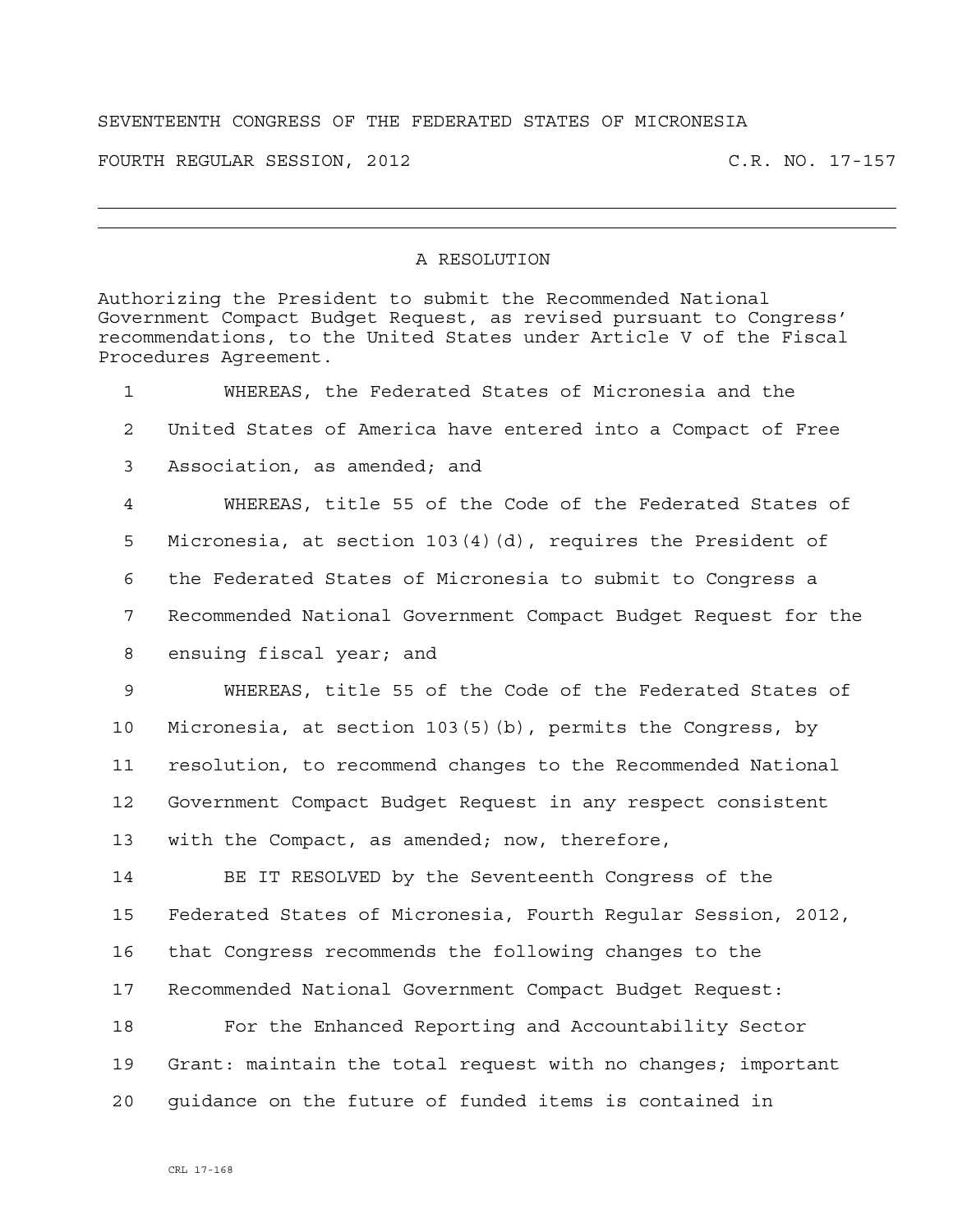SEVENTEENTH CONGRESS OF THE FEDERATED STATES OF MICRONESIA

FOURTH REGULAR SESSION, 2012 C.R. NO. 17-157

---

## A RESOLUTION

Authorizing the President to submit the Recommended National Government Compact Budget Request, as revised pursuant to Congress' recommendations, to the United States under Article V of the Fiscal Procedures Agreement.

WHEREAS, the Federated States of Micronesia and the United States of America have entered into a Compact of Free Association, as amended; and

WHEREAS, title 55 of the Code of the Federated States of Micronesia, at section 103(4)(d), requires the President of the Federated States of Micronesia to submit to Congress a Recommended National Government Compact Budget Request for the ensuing fiscal year; and

WHEREAS, title 55 of the Code of the Federated States of Micronesia, at section 103(5)(b), permits the Congress, by resolution, to recommend changes to the Recommended National Government Compact Budget Request in any respect consistent with the Compact, as amended; now, therefore,

BE IT RESOLVED by the Seventeenth Congress of the Federated States of Micronesia, Fourth Regular Session, 2012, that Congress recommends the following changes to the Recommended National Government Compact Budget Request:

For the Enhanced Reporting and Accountability Sector Grant: maintain the total request with no changes; important guidance on the future of funded items is contained in

CRL 17-168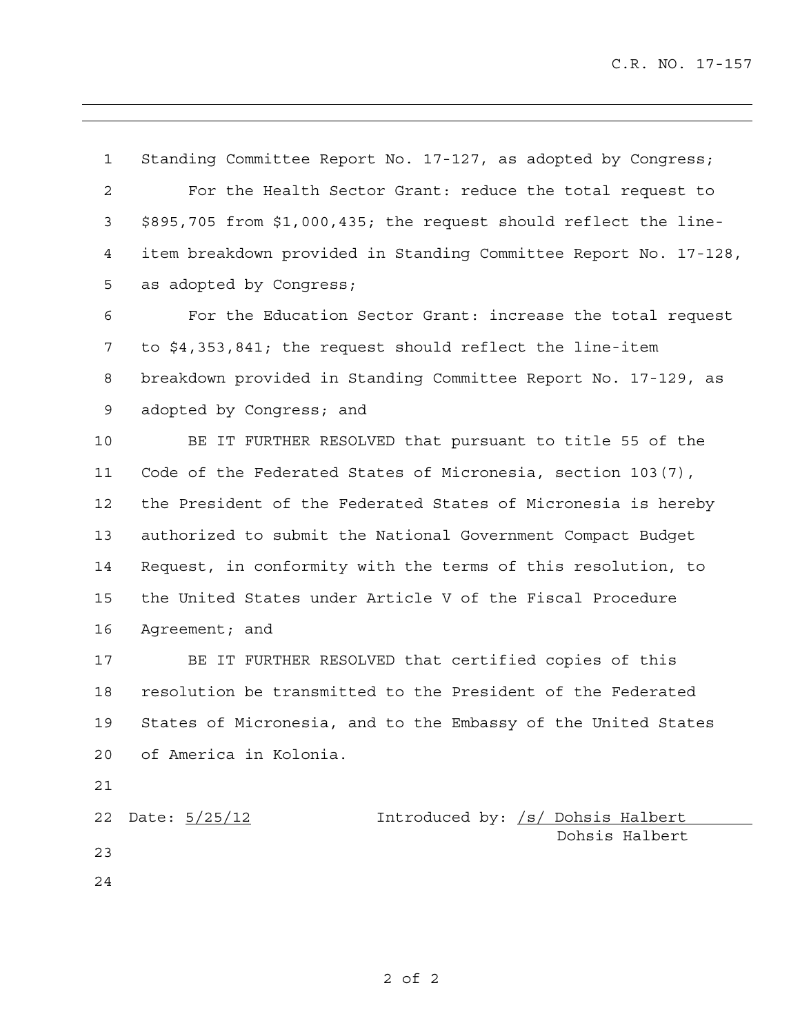Standing Committee Report No. 17-127, as adopted by Congress;

For the Health Sector Grant: reduce the total request to $895,705 from $1,000,435; the request should reflect the line-item breakdown provided in Standing Committee Report No. 17-128, as adopted by Congress;

For the Education Sector Grant: increase the total request to $4,353,841; the request should reflect the line-item breakdown provided in Standing Committee Report No. 17-129, as adopted by Congress; and

BE IT FURTHER RESOLVED that pursuant to title 55 of the Code of the Federated States of Micronesia, section 103(7), the President of the Federated States of Micronesia is hereby authorized to submit the National Government Compact Budget Request, in conformity with the terms of this resolution, to the United States under Article V of the Fiscal Procedure Agreement; and

BE IT FURTHER RESOLVED that certified copies of this resolution be transmitted to the President of the Federated States of Micronesia, and to the Embassy of the United States of America in Kolonia.

Date: 5/25/12

Introduced by: /s/ Dohsis Halbert
Dohsis Halbert